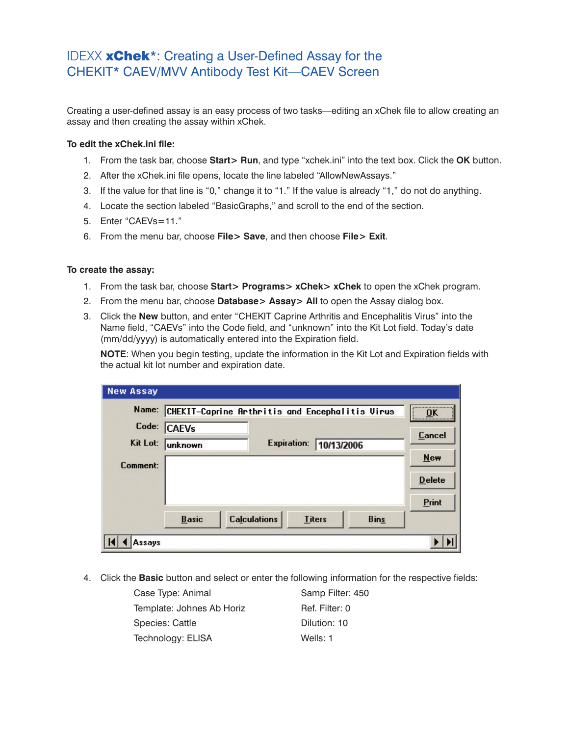# IDEXX **xChek***: Creating a User-Defined Assay for the CHEKIT* CAEV/MVV Antibody Test Kit—CAEV Screen

Creating a user-defined assay is an easy process of two tasks—editing an xChek file to allow creating an assay and then creating the assay within xChek.

**To edit the xChek.ini file:**

1. From the task bar, choose **Start> Run**, and type "xchek.ini" into the text box. Click the **OK** button.
2. After the xChek.ini file opens, locate the line labeled "AllowNewAssays."
3. If the value for that line is "0," change it to "1." If the value is already "1," do not do anything.
4. Locate the section labeled "BasicGraphs," and scroll to the end of the section.
5. Enter "CAEVs=11."
6. From the menu bar, choose **File> Save**, and then choose **File> Exit**.

**To create the assay:**

1. From the task bar, choose **Start> Programs> xChek> xChek** to open the xChek program.
2. From the menu bar, choose **Database> Assay> All** to open the Assay dialog box.
3. Click the **New** button, and enter "CHEKIT Caprine Arthritis and Encephalitis Virus" into the Name field, "CAEVs" into the Code field, and "unknown" into the Kit Lot field. Today's date (mm/dd/yyyy) is automatically entered into the Expiration field.

   **NOTE**: When you begin testing, update the information in the Kit Lot and Expiration fields with the actual kit lot number and expiration date.

   New Assay

   Name: CHEKIT-Caprine Arthritis and Encephalitis Virus
   Code: CAEVs
   Kit Lot: unknown    Expiration: 10/13/2006
   Comment:

   Buttons: OK, Cancel, New, Delete, Print, Basic, Calculations, Titers, Bins
   Assays

4. Click the **Basic** button and select or enter the following information for the respective fields:

   Case Type: Animal
   Template: Johnes Ab Horiz
   Species: Cattle
   Technology: ELISA
   Samp Filter: 450
   Ref. Filter: 0
   Dilution: 10
   Wells: 1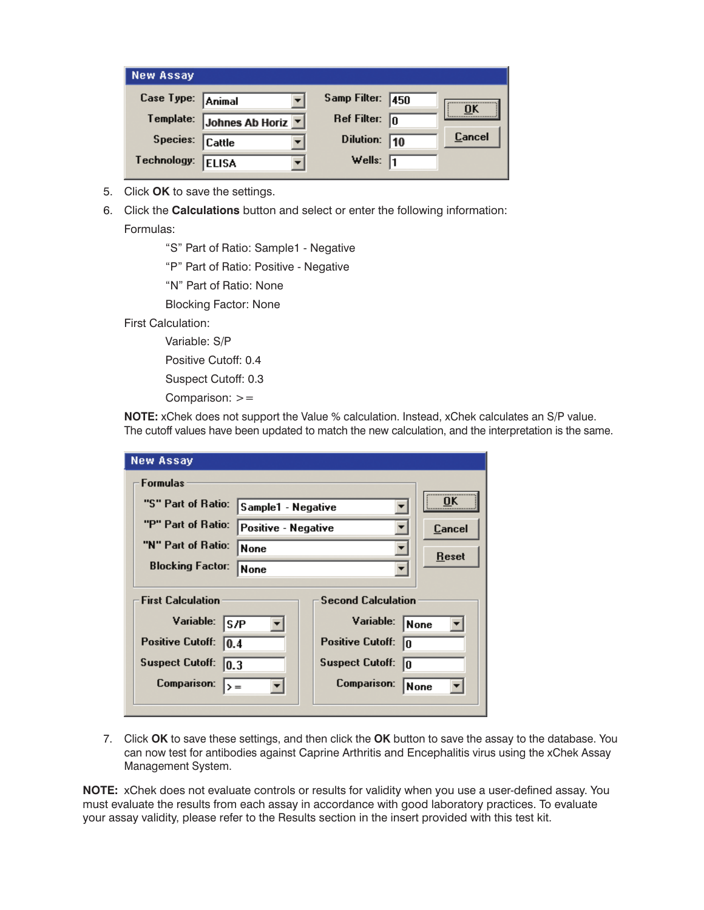**New Assay**

| | | | |
|---|---|---|---|
| Case Type: | Animal | Samp Filter: | 450 |
| Template: | Johnes Ab Horiz | Ref Filter: | 0 |
| Species: | Cattle | Dilution: | 10 |
| Technology: | ELISA | Wells: | 1 |

OK | Cancel

5. Click **OK** to save the settings.
6. Click the **Calculations** button and select or enter the following information:

   Formulas:

   "S" Part of Ratio: Sample1 - Negative

   "P" Part of Ratio: Positive - Negative

   "N" Part of Ratio: None

   Blocking Factor: None

   First Calculation:

   Variable: S/P

   Positive Cutoff: 0.4

   Suspect Cutoff: 0.3

   Comparison: >=

   **NOTE:** xChek does not support the Value % calculation. Instead, xChek calculates an S/P value. The cutoff values have been updated to match the new calculation, and the interpretation is the same.

**New Assay**

Formulas

| | |
|---|---|
| "S" Part of Ratio: | Sample1 - Negative |
| "P" Part of Ratio: | Positive - Negative |
| "N" Part of Ratio: | None |
| Blocking Factor: | None |

OK | Cancel | Reset

| First Calculation | | Second Calculation | |
|---|---|---|---|
| Variable: | S/P | Variable: | None |
| Positive Cutoff: | 0.4 | Positive Cutoff: | 0 |
| Suspect Cutoff: | 0.3 | Suspect Cutoff: | 0 |
| Comparison: | >= | Comparison: | None |

7. Click **OK** to save these settings, and then click the **OK** button to save the assay to the database. You can now test for antibodies against Caprine Arthritis and Encephalitis virus using the xChek Assay Management System.

**NOTE:** xChek does not evaluate controls or results for validity when you use a user-defined assay. You must evaluate the results from each assay in accordance with good laboratory practices. To evaluate your assay validity, please refer to the Results section in the insert provided with this test kit.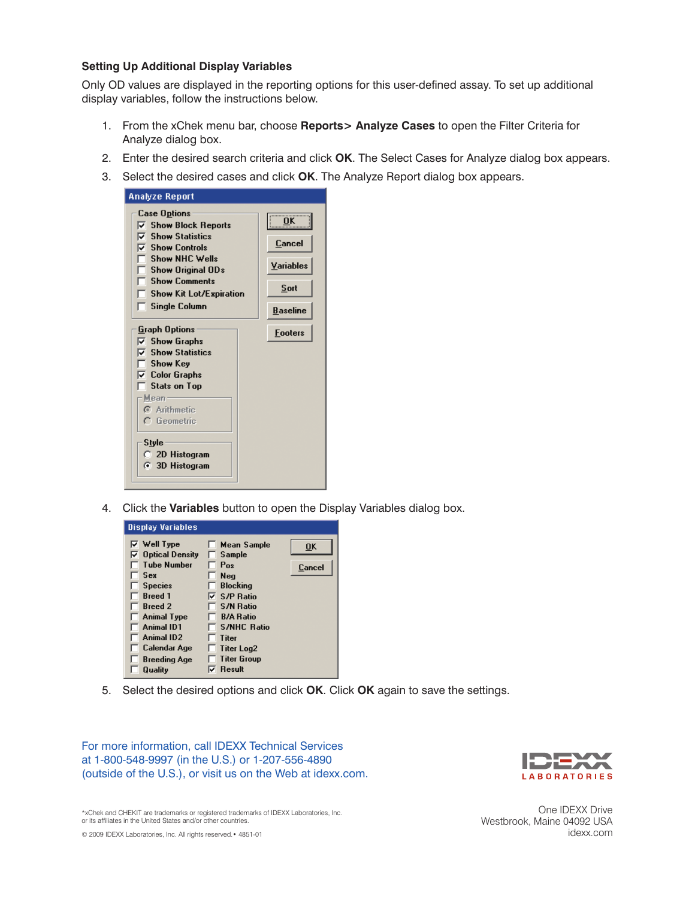### Setting Up Additional Display Variables

Only OD values are displayed in the reporting options for this user-defined assay. To set up additional display variables, follow the instructions below.

1. From the xChek menu bar, choose **Reports> Analyze Cases** to open the Filter Criteria for Analyze dialog box.
2. Enter the desired search criteria and click **OK**. The Select Cases for Analyze dialog box appears.
3. Select the desired cases and click **OK**. The Analyze Report dialog box appears.

Analyze Report

Case Options
- [x] Show Block Reports
- [x] Show Statistics
- [x] Show Controls
- [ ] Show NHC Wells
- [ ] Show Original ODs
- [ ] Show Comments
- [ ] Show Kit Lot/Expiration
- [ ] Single Column

Graph Options
- [x] Show Graphs
- [x] Show Statistics
- [ ] Show Key
- [x] Color Graphs
- [ ] Stats on Top

Mean
- (•) Arithmetic
- ( ) Geometric

Style
- ( ) 2D Histogram
- (•) 3D Histogram

OK | Cancel | Variables | Sort | Baseline | Footers

4. Click the **Variables** button to open the Display Variables dialog box.

Display Variables

- [x] Well Type
- [x] Optical Density
- [ ] Tube Number
- [ ] Sex
- [ ] Species
- [ ] Breed 1
- [ ] Breed 2
- [ ] Animal Type
- [ ] Animal ID1
- [ ] Animal ID2
- [ ] Calendar Age
- [ ] Breeding Age
- [ ] Quality
- [ ] Mean Sample
- [ ] Sample
- [ ] Pos
- [ ] Neg
- [ ] Blocking
- [x] S/P Ratio
- [ ] S/N Ratio
- [ ] B/A Ratio
- [ ] S/NHC Ratio
- [ ] Titer
- [ ] Titer Log2
- [ ] Titer Group
- [x] Result

OK | Cancel

5. Select the desired options and click **OK**. Click **OK** again to save the settings.

For more information, call IDEXX Technical Services at 1-800-548-9997 (in the U.S.) or 1-207-556-4890 (outside of the U.S.), or visit us on the Web at idexx.com.

IDEXX LABORATORIES

*xChek and CHEKIT are trademarks or registered trademarks of IDEXX Laboratories, Inc. or its affiliates in the United States and/or other countries.

© 2009 IDEXX Laboratories, Inc. All rights reserved. • 4851-01

One IDEXX Drive
Westbrook, Maine 04092 USA
idexx.com